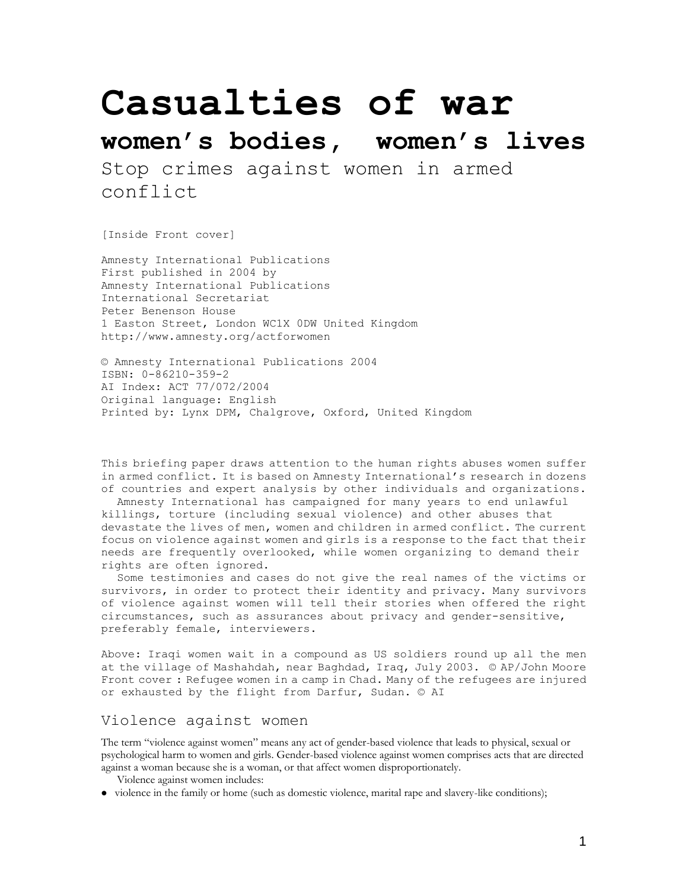# Casualties of war

## women's bodies, women's lives

Stop crimes against women in armed conflict

[Inside Front cover]

Amnesty International Publications
First published in 2004 by
Amnesty International Publications
International Secretariat
Peter Benenson House
1 Easton Street, London WC1X 0DW United Kingdom
http://www.amnesty.org/actforwomen

© Amnesty International Publications 2004
ISBN: 0-86210-359-2
AI Index: ACT 77/072/2004
Original language: English
Printed by: Lynx DPM, Chalgrove, Oxford, United Kingdom

This briefing paper draws attention to the human rights abuses women suffer in armed conflict. It is based on Amnesty International's research in dozens of countries and expert analysis by other individuals and organizations.

Amnesty International has campaigned for many years to end unlawful killings, torture (including sexual violence) and other abuses that devastate the lives of men, women and children in armed conflict. The current focus on violence against women and girls is a response to the fact that their needs are frequently overlooked, while women organizing to demand their rights are often ignored.

Some testimonies and cases do not give the real names of the victims or survivors, in order to protect their identity and privacy. Many survivors of violence against women will tell their stories when offered the right circumstances, such as assurances about privacy and gender-sensitive, preferably female, interviewers.

Above: Iraqi women wait in a compound as US soldiers round up all the men at the village of Mashahdah, near Baghdad, Iraq, July 2003. © AP/John Moore
Front cover : Refugee women in a camp in Chad. Many of the refugees are injured or exhausted by the flight from Darfur, Sudan. © AI

## Violence against women

The term "violence against women" means any act of gender-based violence that leads to physical, sexual or psychological harm to women and girls. Gender-based violence against women comprises acts that are directed against a woman because she is a woman, or that affect women disproportionately.

Violence against women includes:

- violence in the family or home (such as domestic violence, marital rape and slavery-like conditions);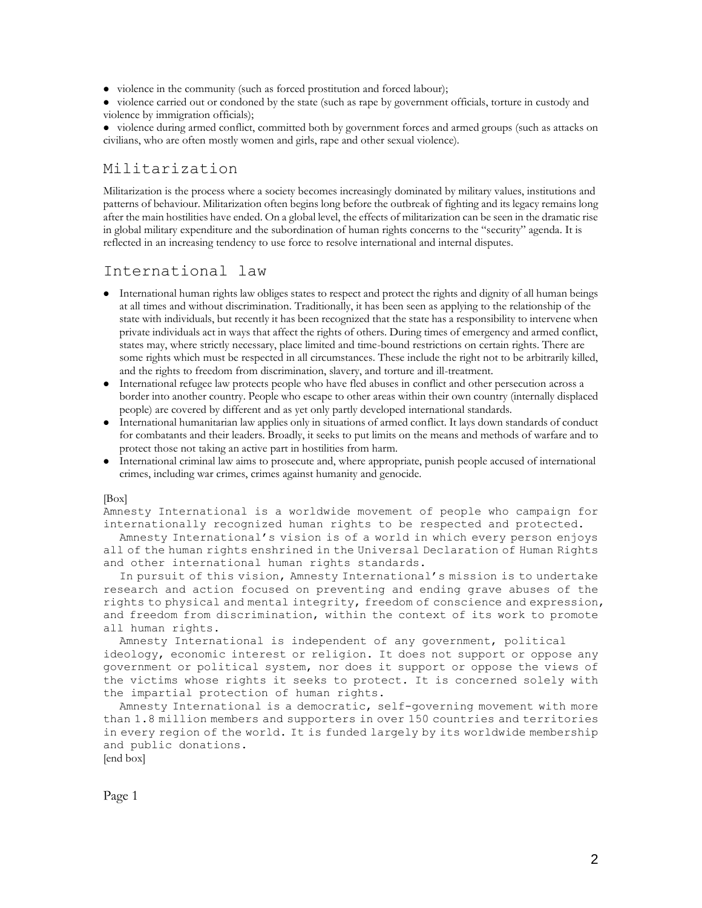- violence in the community (such as forced prostitution and forced labour);
- violence carried out or condoned by the state (such as rape by government officials, torture in custody and violence by immigration officials);
- violence during armed conflict, committed both by government forces and armed groups (such as attacks on civilians, who are often mostly women and girls, rape and other sexual violence).

## Militarization

Militarization is the process where a society becomes increasingly dominated by military values, institutions and patterns of behaviour. Militarization often begins long before the outbreak of fighting and its legacy remains long after the main hostilities have ended. On a global level, the effects of militarization can be seen in the dramatic rise in global military expenditure and the subordination of human rights concerns to the "security" agenda. It is reflected in an increasing tendency to use force to resolve international and internal disputes.

## International law

- International human rights law obliges states to respect and protect the rights and dignity of all human beings at all times and without discrimination. Traditionally, it has been seen as applying to the relationship of the state with individuals, but recently it has been recognized that the state has a responsibility to intervene when private individuals act in ways that affect the rights of others. During times of emergency and armed conflict, states may, where strictly necessary, place limited and time-bound restrictions on certain rights. There are some rights which must be respected in all circumstances. These include the right not to be arbitrarily killed, and the rights to freedom from discrimination, slavery, and torture and ill-treatment.
- International refugee law protects people who have fled abuses in conflict and other persecution across a border into another country. People who escape to other areas within their own country (internally displaced people) are covered by different and as yet only partly developed international standards.
- International humanitarian law applies only in situations of armed conflict. It lays down standards of conduct for combatants and their leaders. Broadly, it seeks to put limits on the means and methods of warfare and to protect those not taking an active part in hostilities from harm.
- International criminal law aims to prosecute and, where appropriate, punish people accused of international crimes, including war crimes, crimes against humanity and genocide.

[Box]

Amnesty International is a worldwide movement of people who campaign for internationally recognized human rights to be respected and protected.

Amnesty International's vision is of a world in which every person enjoys all of the human rights enshrined in the Universal Declaration of Human Rights and other international human rights standards.

In pursuit of this vision, Amnesty International's mission is to undertake research and action focused on preventing and ending grave abuses of the rights to physical and mental integrity, freedom of conscience and expression, and freedom from discrimination, within the context of its work to promote all human rights.

Amnesty International is independent of any government, political ideology, economic interest or religion. It does not support or oppose any government or political system, nor does it support or oppose the views of the victims whose rights it seeks to protect. It is concerned solely with the impartial protection of human rights.

Amnesty International is a democratic, self-governing movement with more than 1.8 million members and supporters in over 150 countries and territories in every region of the world. It is funded largely by its worldwide membership and public donations.

[end box]

Page 1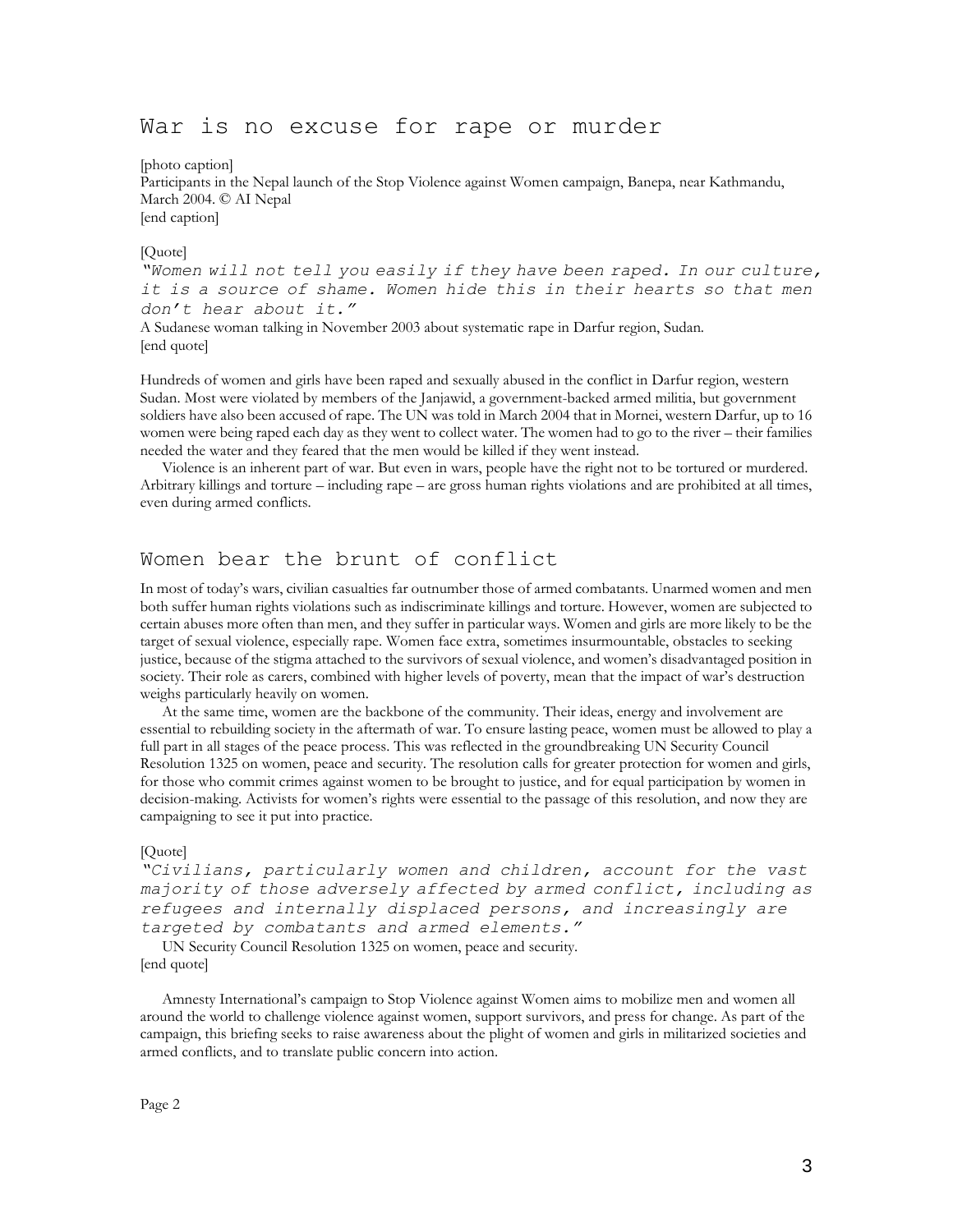## War is no excuse for rape or murder

[photo caption]
Participants in the Nepal launch of the Stop Violence against Women campaign, Banepa, near Kathmandu, March 2004. © AI Nepal
[end caption]

[Quote]
*"Women will not tell you easily if they have been raped. In our culture, it is a source of shame. Women hide this in their hearts so that men don't hear about it."*
A Sudanese woman talking in November 2003 about systematic rape in Darfur region, Sudan.
[end quote]

Hundreds of women and girls have been raped and sexually abused in the conflict in Darfur region, western Sudan. Most were violated by members of the Janjawid, a government-backed armed militia, but government soldiers have also been accused of rape. The UN was told in March 2004 that in Mornei, western Darfur, up to 16 women were being raped each day as they went to collect water. The women had to go to the river – their families needed the water and they feared that the men would be killed if they went instead.

Violence is an inherent part of war. But even in wars, people have the right not to be tortured or murdered. Arbitrary killings and torture – including rape – are gross human rights violations and are prohibited at all times, even during armed conflicts.

## Women bear the brunt of conflict

In most of today's wars, civilian casualties far outnumber those of armed combatants. Unarmed women and men both suffer human rights violations such as indiscriminate killings and torture. However, women are subjected to certain abuses more often than men, and they suffer in particular ways. Women and girls are more likely to be the target of sexual violence, especially rape. Women face extra, sometimes insurmountable, obstacles to seeking justice, because of the stigma attached to the survivors of sexual violence, and women's disadvantaged position in society. Their role as carers, combined with higher levels of poverty, mean that the impact of war's destruction weighs particularly heavily on women.

At the same time, women are the backbone of the community. Their ideas, energy and involvement are essential to rebuilding society in the aftermath of war. To ensure lasting peace, women must be allowed to play a full part in all stages of the peace process. This was reflected in the groundbreaking UN Security Council Resolution 1325 on women, peace and security. The resolution calls for greater protection for women and girls, for those who commit crimes against women to be brought to justice, and for equal participation by women in decision-making. Activists for women's rights were essential to the passage of this resolution, and now they are campaigning to see it put into practice.

[Quote]
*"Civilians, particularly women and children, account for the vast majority of those adversely affected by armed conflict, including as refugees and internally displaced persons, and increasingly are targeted by combatants and armed elements."*
UN Security Council Resolution 1325 on women, peace and security.
[end quote]

Amnesty International's campaign to Stop Violence against Women aims to mobilize men and women all around the world to challenge violence against women, support survivors, and press for change. As part of the campaign, this briefing seeks to raise awareness about the plight of women and girls in militarized societies and armed conflicts, and to translate public concern into action.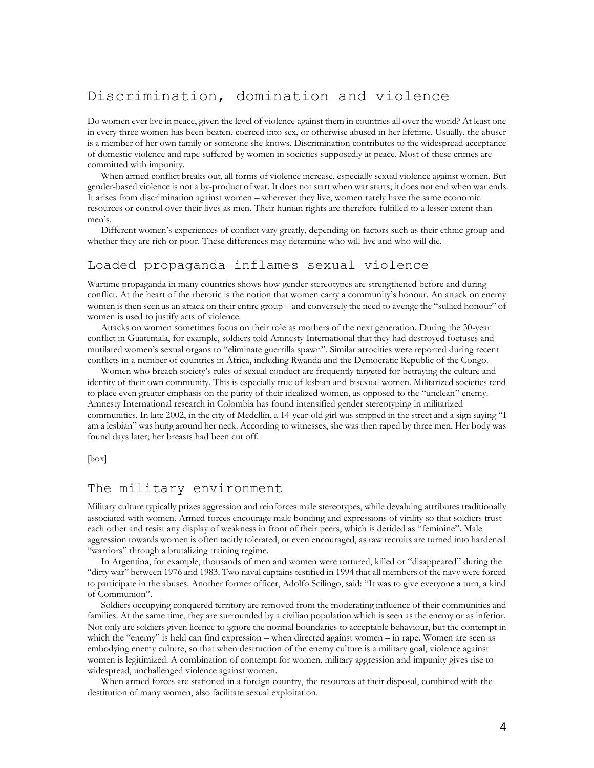## Discrimination, domination and violence

Do women ever live in peace, given the level of violence against them in countries all over the world? At least one in every three women has been beaten, coerced into sex, or otherwise abused in her lifetime. Usually, the abuser is a member of her own family or someone she knows. Discrimination contributes to the widespread acceptance of domestic violence and rape suffered by women in societies supposedly at peace. Most of these crimes are committed with impunity.

When armed conflict breaks out, all forms of violence increase, especially sexual violence against women. But gender-based violence is not a by-product of war. It does not start when war starts; it does not end when war ends. It arises from discrimination against women – wherever they live, women rarely have the same economic resources or control over their lives as men. Their human rights are therefore fulfilled to a lesser extent than men's.

Different women's experiences of conflict vary greatly, depending on factors such as their ethnic group and whether they are rich or poor. These differences may determine who will live and who will die.

### Loaded propaganda inflames sexual violence

Wartime propaganda in many countries shows how gender stereotypes are strengthened before and during conflict. At the heart of the rhetoric is the notion that women carry a community's honour. An attack on enemy women is then seen as an attack on their entire group – and conversely the need to avenge the "sullied honour" of women is used to justify acts of violence.

Attacks on women sometimes focus on their role as mothers of the next generation. During the 30-year conflict in Guatemala, for example, soldiers told Amnesty International that they had destroyed foetuses and mutilated women's sexual organs to "eliminate guerrilla spawn". Similar atrocities were reported during recent conflicts in a number of countries in Africa, including Rwanda and the Democratic Republic of the Congo.

Women who breach society's rules of sexual conduct are frequently targeted for betraying the culture and identity of their own community. This is especially true of lesbian and bisexual women. Militarized societies tend to place even greater emphasis on the purity of their idealized women, as opposed to the "unclean" enemy. Amnesty International research in Colombia has found intensified gender stereotyping in militarized communities. In late 2002, in the city of Medellín, a 14-year-old girl was stripped in the street and a sign saying "I am a lesbian" was hung around her neck. According to witnesses, she was then raped by three men. Her body was found days later; her breasts had been cut off.

[box]

### The military environment

Military culture typically prizes aggression and reinforces male stereotypes, while devaluing attributes traditionally associated with women. Armed forces encourage male bonding and expressions of virility so that soldiers trust each other and resist any display of weakness in front of their peers, which is derided as "feminine". Male aggression towards women is often tacitly tolerated, or even encouraged, as raw recruits are turned into hardened "warriors" through a brutalizing training regime.

In Argentina, for example, thousands of men and women were tortured, killed or "disappeared" during the "dirty war" between 1976 and 1983. Two naval captains testified in 1994 that all members of the navy were forced to participate in the abuses. Another former officer, Adolfo Scilingo, said: "It was to give everyone a turn, a kind of Communion".

Soldiers occupying conquered territory are removed from the moderating influence of their communities and families. At the same time, they are surrounded by a civilian population which is seen as the enemy or as inferior. Not only are soldiers given licence to ignore the normal boundaries to acceptable behaviour, but the contempt in which the "enemy" is held can find expression – when directed against women – in rape. Women are seen as embodying enemy culture, so that when destruction of the enemy culture is a military goal, violence against women is legitimized. A combination of contempt for women, military aggression and impunity gives rise to widespread, unchallenged violence against women.

When armed forces are stationed in a foreign country, the resources at their disposal, combined with the destitution of many women, also facilitate sexual exploitation.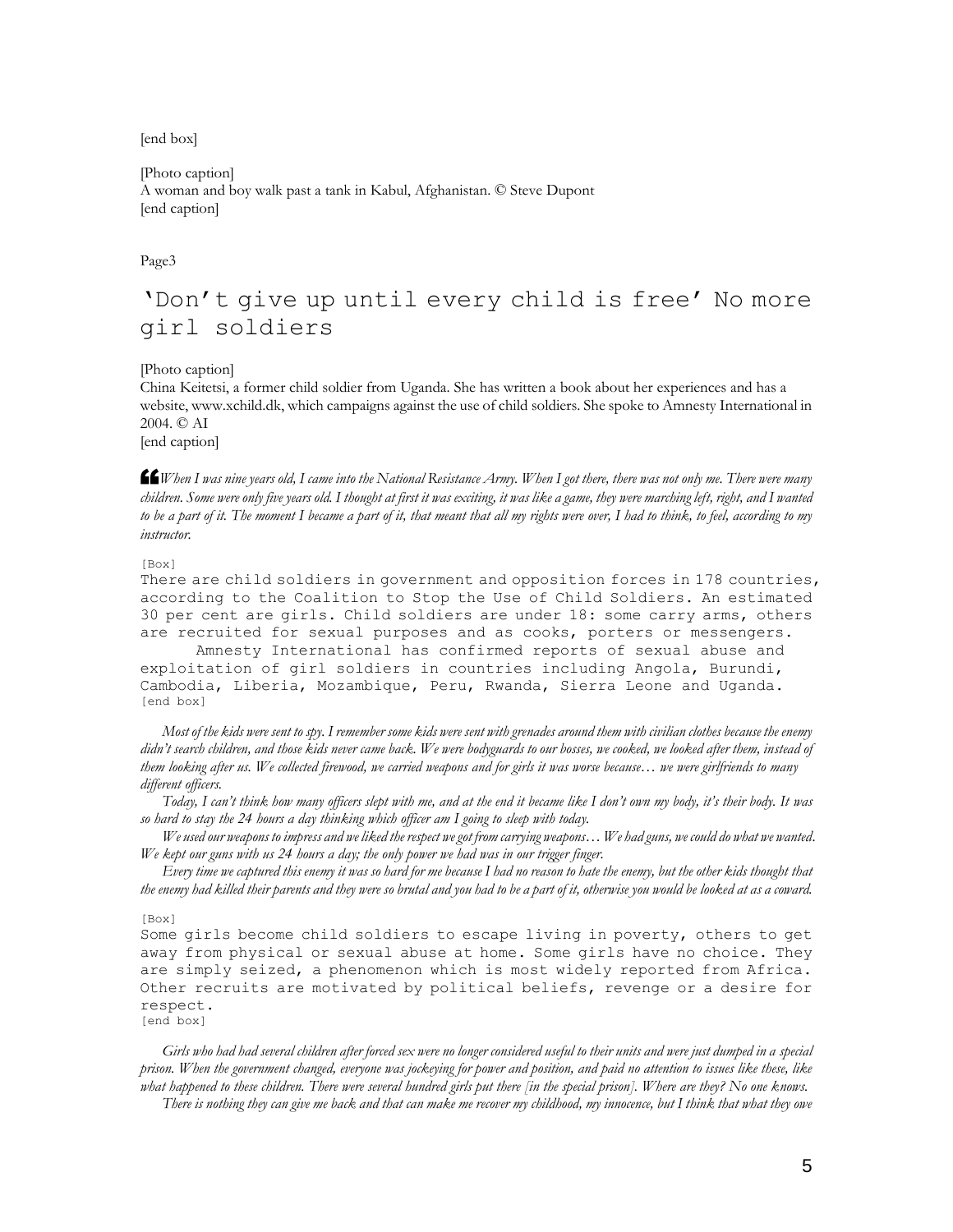[end box]

[Photo caption]
A woman and boy walk past a tank in Kabul, Afghanistan. © Steve Dupont
[end caption]

Page3

## 'Don't give up until every child is free' No more girl soldiers

[Photo caption]
China Keitetsi, a former child soldier from Uganda. She has written a book about her experiences and has a website, www.xchild.dk, which campaigns against the use of child soldiers. She spoke to Amnesty International in 2004. © AI
[end caption]

*"When I was nine years old, I came into the National Resistance Army. When I got there, there was not only me. There were many children. Some were only five years old. I thought at first it was exciting, it was like a game, they were marching left, right, and I wanted to be a part of it. The moment I became a part of it, that meant that all my rights were over, I had to think, to feel, according to my instructor.*

[Box]
There are child soldiers in government and opposition forces in 178 countries, according to the Coalition to Stop the Use of Child Soldiers. An estimated 30 per cent are girls. Child soldiers are under 18: some carry arms, others are recruited for sexual purposes and as cooks, porters or messengers.

Amnesty International has confirmed reports of sexual abuse and exploitation of girl soldiers in countries including Angola, Burundi, Cambodia, Liberia, Mozambique, Peru, Rwanda, Sierra Leone and Uganda.
[end box]

*Most of the kids were sent to spy. I remember some kids were sent with grenades around them with civilian clothes because the enemy didn't search children, and those kids never came back. We were bodyguards to our bosses, we cooked, we looked after them, instead of them looking after us. We collected firewood, we carried weapons and for girls it was worse because… we were girlfriends to many different officers.*

*Today, I can't think how many officers slept with me, and at the end it became like I don't own my body, it's their body. It was so hard to stay the 24 hours a day thinking which officer am I going to sleep with today.*

*We used our weapons to impress and we liked the respect we got from carrying weapons… We had guns, we could do what we wanted. We kept our guns with us 24 hours a day; the only power we had was in our trigger finger.*

*Every time we captured this enemy it was so hard for me because I had no reason to hate the enemy, but the other kids thought that the enemy had killed their parents and they were so brutal and you had to be a part of it, otherwise you would be looked at as a coward.*

[Box]
Some girls become child soldiers to escape living in poverty, others to get away from physical or sexual abuse at home. Some girls have no choice. They are simply seized, a phenomenon which is most widely reported from Africa. Other recruits are motivated by political beliefs, revenge or a desire for respect.
[end box]

*Girls who had had several children after forced sex were no longer considered useful to their units and were just dumped in a special prison. When the government changed, everyone was jockeying for power and position, and paid no attention to issues like these, like what happened to these children. There were several hundred girls put there [in the special prison]. Where are they? No one knows.*

*There is nothing they can give me back and that can make me recover my childhood, my innocence, but I think that what they owe*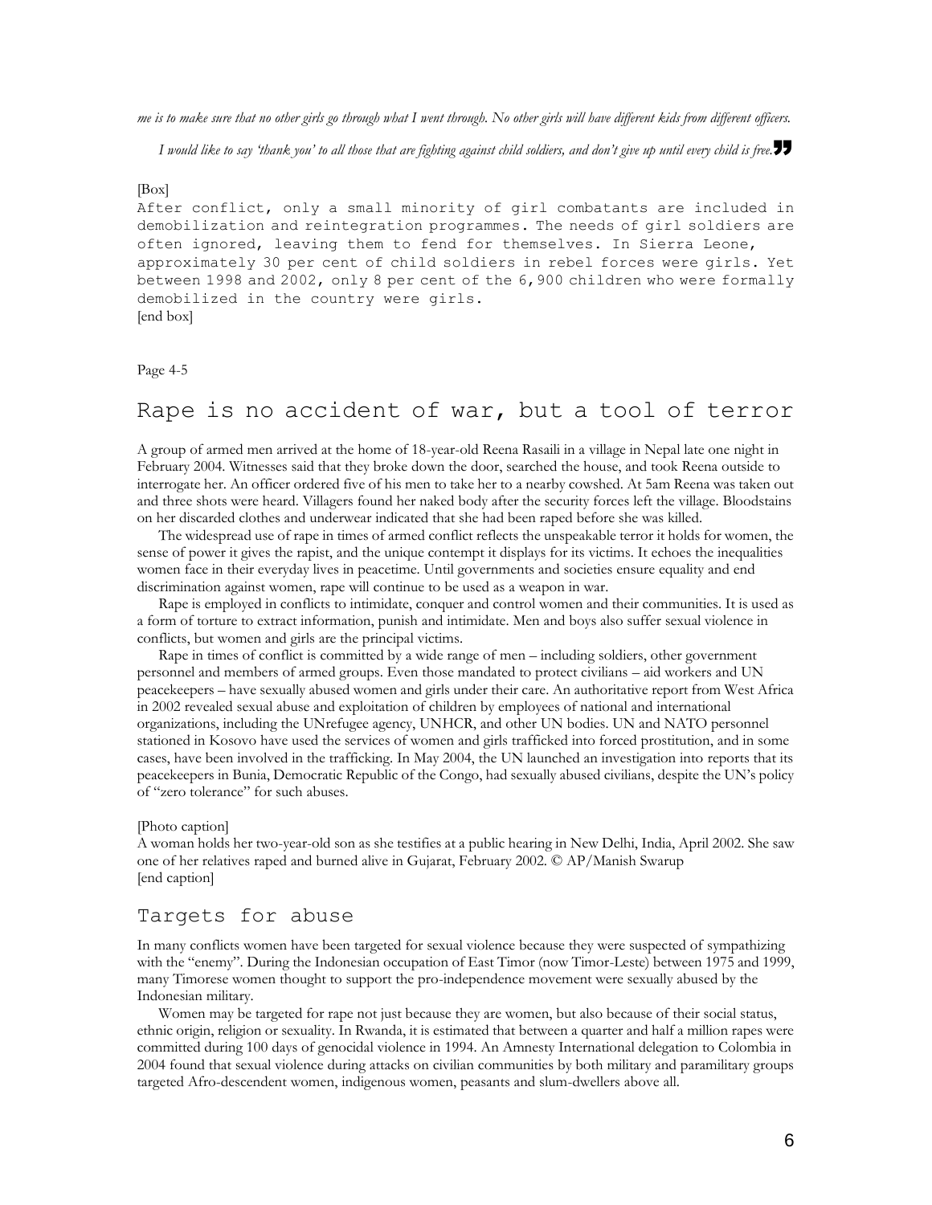*me is to make sure that no other girls go through what I went through. No other girls will have different kids from different officers.*

*I would like to say 'thank you' to all those that are fighting against child soldiers, and don't give up until every child is free.*"

[Box]
After conflict, only a small minority of girl combatants are included in demobilization and reintegration programmes. The needs of girl soldiers are often ignored, leaving them to fend for themselves. In Sierra Leone, approximately 30 per cent of child soldiers in rebel forces were girls. Yet between 1998 and 2002, only 8 per cent of the 6,900 children who were formally demobilized in the country were girls.
[end box]

Page 4-5

## Rape is no accident of war, but a tool of terror

A group of armed men arrived at the home of 18-year-old Reena Rasaili in a village in Nepal late one night in February 2004. Witnesses said that they broke down the door, searched the house, and took Reena outside to interrogate her. An officer ordered five of his men to take her to a nearby cowshed. At 5am Reena was taken out and three shots were heard. Villagers found her naked body after the security forces left the village. Bloodstains on her discarded clothes and underwear indicated that she had been raped before she was killed.

The widespread use of rape in times of armed conflict reflects the unspeakable terror it holds for women, the sense of power it gives the rapist, and the unique contempt it displays for its victims. It echoes the inequalities women face in their everyday lives in peacetime. Until governments and societies ensure equality and end discrimination against women, rape will continue to be used as a weapon in war.

Rape is employed in conflicts to intimidate, conquer and control women and their communities. It is used as a form of torture to extract information, punish and intimidate. Men and boys also suffer sexual violence in conflicts, but women and girls are the principal victims.

Rape in times of conflict is committed by a wide range of men – including soldiers, other government personnel and members of armed groups. Even those mandated to protect civilians – aid workers and UN peacekeepers – have sexually abused women and girls under their care. An authoritative report from West Africa in 2002 revealed sexual abuse and exploitation of children by employees of national and international organizations, including the UNrefugee agency, UNHCR, and other UN bodies. UN and NATO personnel stationed in Kosovo have used the services of women and girls trafficked into forced prostitution, and in some cases, have been involved in the trafficking. In May 2004, the UN launched an investigation into reports that its peacekeepers in Bunia, Democratic Republic of the Congo, had sexually abused civilians, despite the UN's policy of "zero tolerance" for such abuses.

[Photo caption]
A woman holds her two-year-old son as she testifies at a public hearing in New Delhi, India, April 2002. She saw one of her relatives raped and burned alive in Gujarat, February 2002. © AP/Manish Swarup
[end caption]

### Targets for abuse

In many conflicts women have been targeted for sexual violence because they were suspected of sympathizing with the "enemy". During the Indonesian occupation of East Timor (now Timor-Leste) between 1975 and 1999, many Timorese women thought to support the pro-independence movement were sexually abused by the Indonesian military.

Women may be targeted for rape not just because they are women, but also because of their social status, ethnic origin, religion or sexuality. In Rwanda, it is estimated that between a quarter and half a million rapes were committed during 100 days of genocidal violence in 1994. An Amnesty International delegation to Colombia in 2004 found that sexual violence during attacks on civilian communities by both military and paramilitary groups targeted Afro-descendent women, indigenous women, peasants and slum-dwellers above all.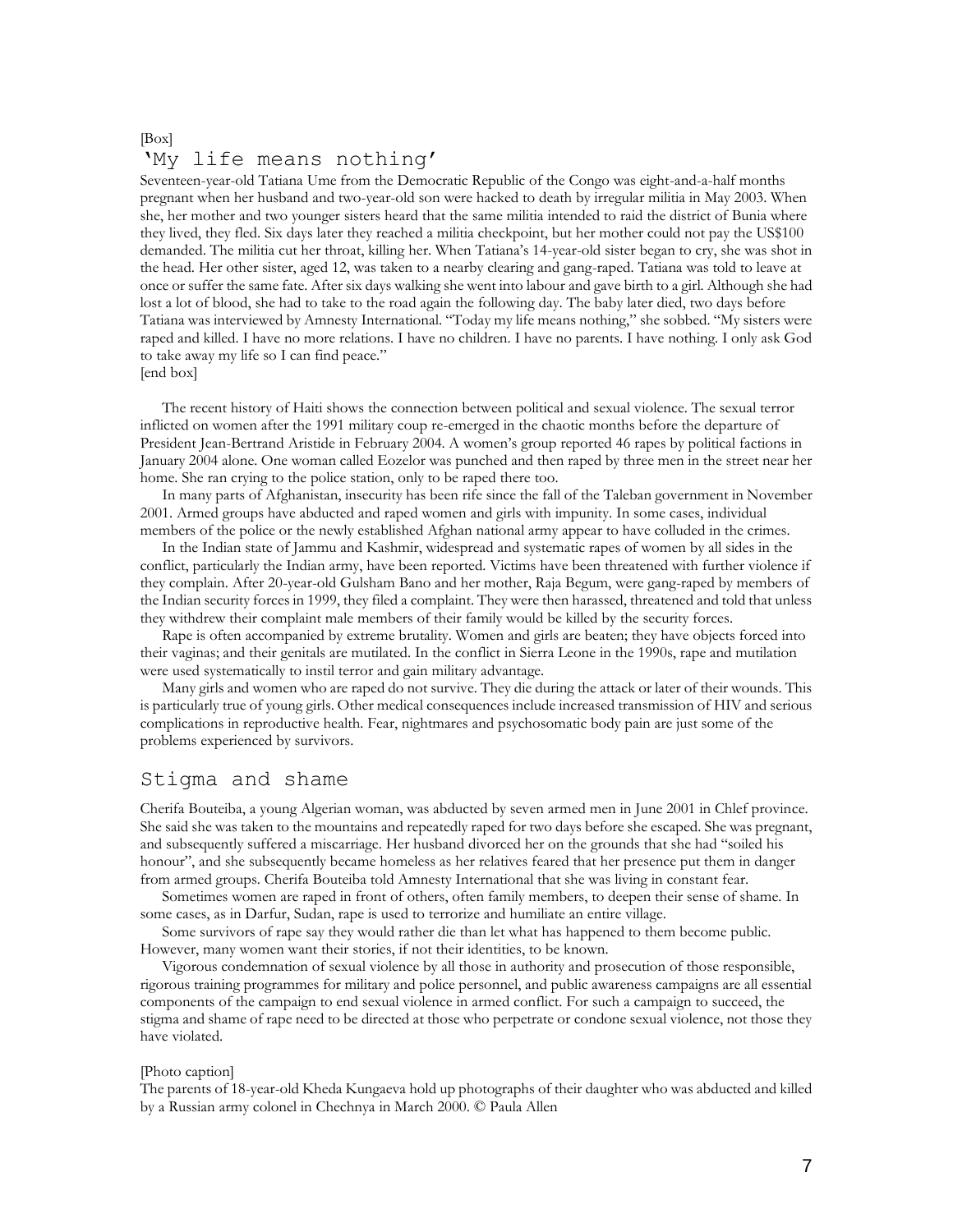[Box]

## 'My life means nothing'

Seventeen-year-old Tatiana Ume from the Democratic Republic of the Congo was eight-and-a-half months pregnant when her husband and two-year-old son were hacked to death by irregular militia in May 2003. When she, her mother and two younger sisters heard that the same militia intended to raid the district of Bunia where they lived, they fled. Six days later they reached a militia checkpoint, but her mother could not pay the US$100 demanded. The militia cut her throat, killing her. When Tatiana's 14-year-old sister began to cry, she was shot in the head. Her other sister, aged 12, was taken to a nearby clearing and gang-raped. Tatiana was told to leave at once or suffer the same fate. After six days walking she went into labour and gave birth to a girl. Although she had lost a lot of blood, she had to take to the road again the following day. The baby later died, two days before Tatiana was interviewed by Amnesty International. "Today my life means nothing," she sobbed. "My sisters were raped and killed. I have no more relations. I have no children. I have no parents. I have nothing. I only ask God to take away my life so I can find peace."

[end box]

The recent history of Haiti shows the connection between political and sexual violence. The sexual terror inflicted on women after the 1991 military coup re-emerged in the chaotic months before the departure of President Jean-Bertrand Aristide in February 2004. A women's group reported 46 rapes by political factions in January 2004 alone. One woman called Eozelor was punched and then raped by three men in the street near her home. She ran crying to the police station, only to be raped there too.

In many parts of Afghanistan, insecurity has been rife since the fall of the Taleban government in November 2001. Armed groups have abducted and raped women and girls with impunity. In some cases, individual members of the police or the newly established Afghan national army appear to have colluded in the crimes.

In the Indian state of Jammu and Kashmir, widespread and systematic rapes of women by all sides in the conflict, particularly the Indian army, have been reported. Victims have been threatened with further violence if they complain. After 20-year-old Gulsham Bano and her mother, Raja Begum, were gang-raped by members of the Indian security forces in 1999, they filed a complaint. They were then harassed, threatened and told that unless they withdrew their complaint male members of their family would be killed by the security forces.

Rape is often accompanied by extreme brutality. Women and girls are beaten; they have objects forced into their vaginas; and their genitals are mutilated. In the conflict in Sierra Leone in the 1990s, rape and mutilation were used systematically to instil terror and gain military advantage.

Many girls and women who are raped do not survive. They die during the attack or later of their wounds. This is particularly true of young girls. Other medical consequences include increased transmission of HIV and serious complications in reproductive health. Fear, nightmares and psychosomatic body pain are just some of the problems experienced by survivors.

## Stigma and shame

Cherifa Bouteiba, a young Algerian woman, was abducted by seven armed men in June 2001 in Chlef province. She said she was taken to the mountains and repeatedly raped for two days before she escaped. She was pregnant, and subsequently suffered a miscarriage. Her husband divorced her on the grounds that she had "soiled his honour", and she subsequently became homeless as her relatives feared that her presence put them in danger from armed groups. Cherifa Bouteiba told Amnesty International that she was living in constant fear.

Sometimes women are raped in front of others, often family members, to deepen their sense of shame. In some cases, as in Darfur, Sudan, rape is used to terrorize and humiliate an entire village.

Some survivors of rape say they would rather die than let what has happened to them become public. However, many women want their stories, if not their identities, to be known.

Vigorous condemnation of sexual violence by all those in authority and prosecution of those responsible, rigorous training programmes for military and police personnel, and public awareness campaigns are all essential components of the campaign to end sexual violence in armed conflict. For such a campaign to succeed, the stigma and shame of rape need to be directed at those who perpetrate or condone sexual violence, not those they have violated.

[Photo caption]

The parents of 18-year-old Kheda Kungaeva hold up photographs of their daughter who was abducted and killed by a Russian army colonel in Chechnya in March 2000. © Paula Allen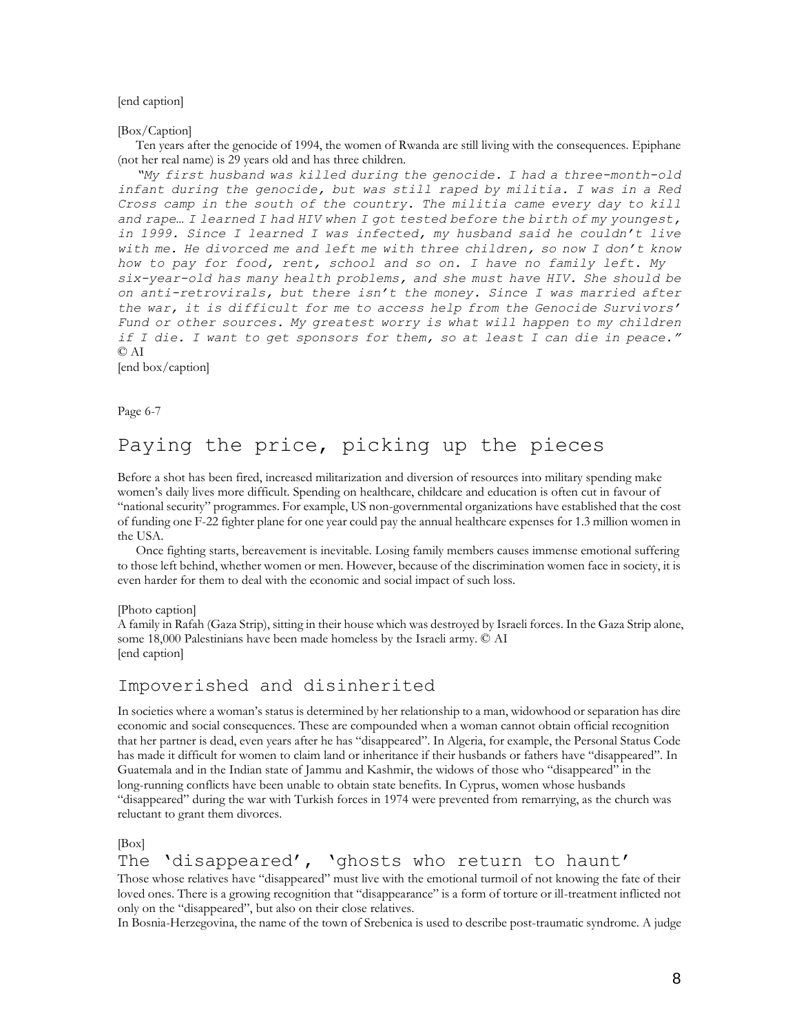[end caption]

[Box/Caption]

Ten years after the genocide of 1994, the women of Rwanda are still living with the consequences. Epiphane (not her real name) is 29 years old and has three children.

*"My first husband was killed during the genocide. I had a three-month-old infant during the genocide, but was still raped by militia. I was in a Red Cross camp in the south of the country. The militia came every day to kill and rape… I learned I had HIV when I got tested before the birth of my youngest, in 1999. Since I learned I was infected, my husband said he couldn't live with me. He divorced me and left me with three children, so now I don't know how to pay for food, rent, school and so on. I have no family left. My six-year-old has many health problems, and she must have HIV. She should be on anti-retrovirals, but there isn't the money. Since I was married after the war, it is difficult for me to access help from the Genocide Survivors' Fund or other sources. My greatest worry is what will happen to my children if I die. I want to get sponsors for them, so at least I can die in peace."*
© AI

[end box/caption]

Page 6-7

# Paying the price, picking up the pieces

Before a shot has been fired, increased militarization and diversion of resources into military spending make women's daily lives more difficult. Spending on healthcare, childcare and education is often cut in favour of "national security" programmes. For example, US non-governmental organizations have established that the cost of funding one F-22 fighter plane for one year could pay the annual healthcare expenses for 1.3 million women in the USA.

Once fighting starts, bereavement is inevitable. Losing family members causes immense emotional suffering to those left behind, whether women or men. However, because of the discrimination women face in society, it is even harder for them to deal with the economic and social impact of such loss.

[Photo caption]
A family in Rafah (Gaza Strip), sitting in their house which was destroyed by Israeli forces. In the Gaza Strip alone, some 18,000 Palestinians have been made homeless by the Israeli army. © AI
[end caption]

## Impoverished and disinherited

In societies where a woman's status is determined by her relationship to a man, widowhood or separation has dire economic and social consequences. These are compounded when a woman cannot obtain official recognition that her partner is dead, even years after he has "disappeared". In Algeria, for example, the Personal Status Code has made it difficult for women to claim land or inheritance if their husbands or fathers have "disappeared". In Guatemala and in the Indian state of Jammu and Kashmir, the widows of those who "disappeared" in the long-running conflicts have been unable to obtain state benefits. In Cyprus, women whose husbands "disappeared" during the war with Turkish forces in 1974 were prevented from remarrying, as the church was reluctant to grant them divorces.

[Box]

## The 'disappeared', 'ghosts who return to haunt'

Those whose relatives have "disappeared" must live with the emotional turmoil of not knowing the fate of their loved ones. There is a growing recognition that "disappearance" is a form of torture or ill-treatment inflicted not only on the "disappeared", but also on their close relatives.

In Bosnia-Herzegovina, the name of the town of Srebenica is used to describe post-traumatic syndrome. A judge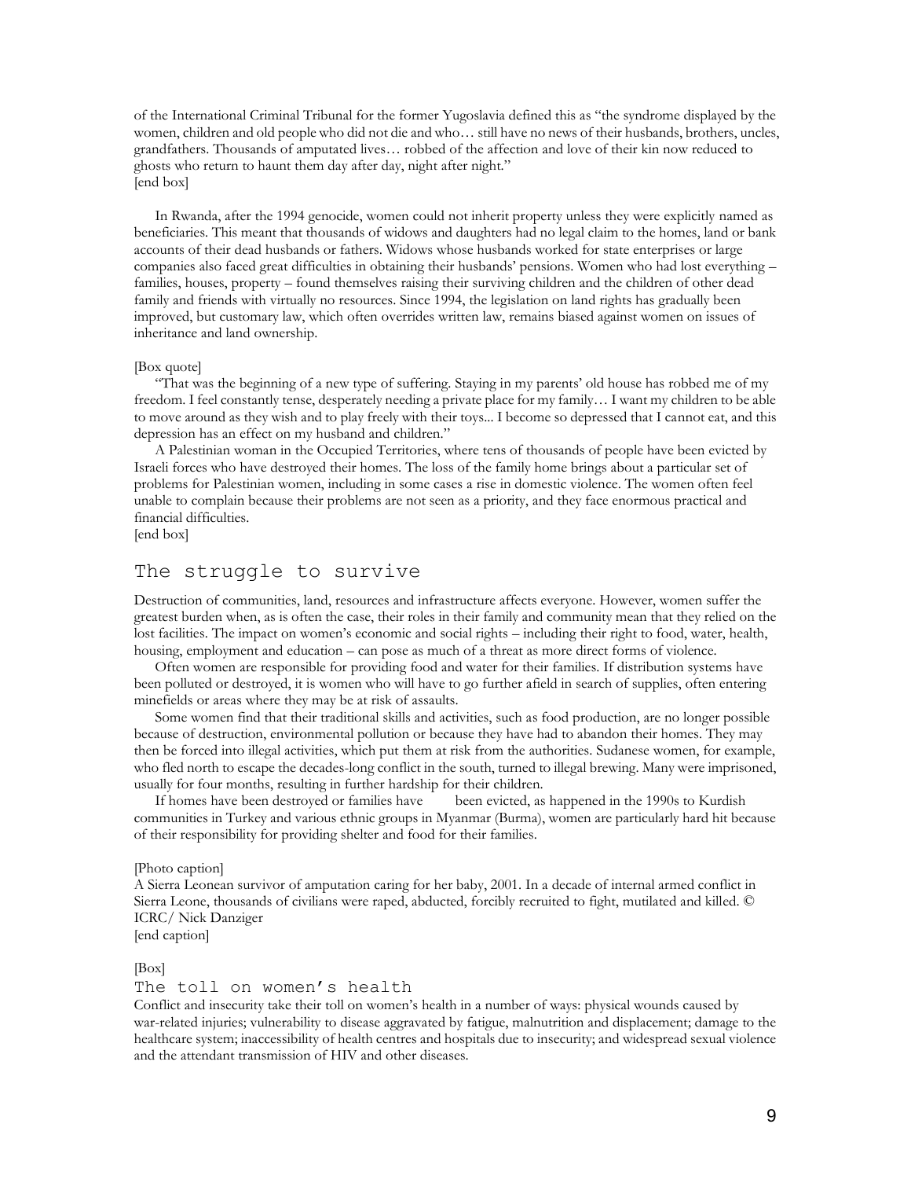of the International Criminal Tribunal for the former Yugoslavia defined this as "the syndrome displayed by the women, children and old people who did not die and who… still have no news of their husbands, brothers, uncles, grandfathers. Thousands of amputated lives… robbed of the affection and love of their kin now reduced to ghosts who return to haunt them day after day, night after night."
[end box]

In Rwanda, after the 1994 genocide, women could not inherit property unless they were explicitly named as beneficiaries. This meant that thousands of widows and daughters had no legal claim to the homes, land or bank accounts of their dead husbands or fathers. Widows whose husbands worked for state enterprises or large companies also faced great difficulties in obtaining their husbands' pensions. Women who had lost everything – families, houses, property – found themselves raising their surviving children and the children of other dead family and friends with virtually no resources. Since 1994, the legislation on land rights has gradually been improved, but customary law, which often overrides written law, remains biased against women on issues of inheritance and land ownership.

[Box quote]

"That was the beginning of a new type of suffering. Staying in my parents' old house has robbed me of my freedom. I feel constantly tense, desperately needing a private place for my family… I want my children to be able to move around as they wish and to play freely with their toys... I become so depressed that I cannot eat, and this depression has an effect on my husband and children."

A Palestinian woman in the Occupied Territories, where tens of thousands of people have been evicted by Israeli forces who have destroyed their homes. The loss of the family home brings about a particular set of problems for Palestinian women, including in some cases a rise in domestic violence. The women often feel unable to complain because their problems are not seen as a priority, and they face enormous practical and financial difficulties.
[end box]

## The struggle to survive

Destruction of communities, land, resources and infrastructure affects everyone. However, women suffer the greatest burden when, as is often the case, their roles in their family and community mean that they relied on the lost facilities. The impact on women's economic and social rights – including their right to food, water, health, housing, employment and education – can pose as much of a threat as more direct forms of violence.

Often women are responsible for providing food and water for their families. If distribution systems have been polluted or destroyed, it is women who will have to go further afield in search of supplies, often entering minefields or areas where they may be at risk of assaults.

Some women find that their traditional skills and activities, such as food production, are no longer possible because of destruction, environmental pollution or because they have had to abandon their homes. They may then be forced into illegal activities, which put them at risk from the authorities. Sudanese women, for example, who fled north to escape the decades-long conflict in the south, turned to illegal brewing. Many were imprisoned, usually for four months, resulting in further hardship for their children.

If homes have been destroyed or families have been evicted, as happened in the 1990s to Kurdish communities in Turkey and various ethnic groups in Myanmar (Burma), women are particularly hard hit because of their responsibility for providing shelter and food for their families.

[Photo caption]
A Sierra Leonean survivor of amputation caring for her baby, 2001. In a decade of internal armed conflict in Sierra Leone, thousands of civilians were raped, abducted, forcibly recruited to fight, mutilated and killed. © ICRC/ Nick Danziger
[end caption]

[Box]

### The toll on women's health

Conflict and insecurity take their toll on women's health in a number of ways: physical wounds caused by war-related injuries; vulnerability to disease aggravated by fatigue, malnutrition and displacement; damage to the healthcare system; inaccessibility of health centres and hospitals due to insecurity; and widespread sexual violence and the attendant transmission of HIV and other diseases.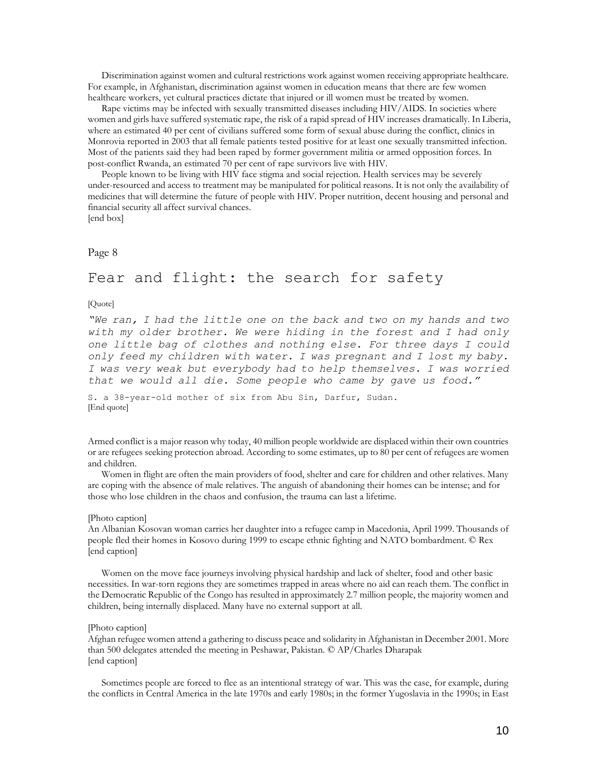Discrimination against women and cultural restrictions work against women receiving appropriate healthcare. For example, in Afghanistan, discrimination against women in education means that there are few women healthcare workers, yet cultural practices dictate that injured or ill women must be treated by women.

Rape victims may be infected with sexually transmitted diseases including HIV/AIDS. In societies where women and girls have suffered systematic rape, the risk of a rapid spread of HIV increases dramatically. In Liberia, where an estimated 40 per cent of civilians suffered some form of sexual abuse during the conflict, clinics in Monrovia reported in 2003 that all female patients tested positive for at least one sexually transmitted infection. Most of the patients said they had been raped by former government militia or armed opposition forces. In post-conflict Rwanda, an estimated 70 per cent of rape survivors live with HIV.

People known to be living with HIV face stigma and social rejection. Health services may be severely under-resourced and access to treatment may be manipulated for political reasons. It is not only the availability of medicines that will determine the future of people with HIV. Proper nutrition, decent housing and personal and financial security all affect survival chances.
[end box]

Page 8

# Fear and flight: the search for safety

[Quote]

*"We ran, I had the little one on the back and two on my hands and two with my older brother. We were hiding in the forest and I had only one little bag of clothes and nothing else. For three days I could only feed my children with water. I was pregnant and I lost my baby. I was very weak but everybody had to help themselves. I was worried that we would all die. Some people who came by gave us food."*

S. a 38-year-old mother of six from Abu Sin, Darfur, Sudan.
[End quote]

Armed conflict is a major reason why today, 40 million people worldwide are displaced within their own countries or are refugees seeking protection abroad. According to some estimates, up to 80 per cent of refugees are women and children.

Women in flight are often the main providers of food, shelter and care for children and other relatives. Many are coping with the absence of male relatives. The anguish of abandoning their homes can be intense; and for those who lose children in the chaos and confusion, the trauma can last a lifetime.

[Photo caption]
An Albanian Kosovan woman carries her daughter into a refugee camp in Macedonia, April 1999. Thousands of people fled their homes in Kosovo during 1999 to escape ethnic fighting and NATO bombardment. © Rex
[end caption]

Women on the move face journeys involving physical hardship and lack of shelter, food and other basic necessities. In war-torn regions they are sometimes trapped in areas where no aid can reach them. The conflict in the Democratic Republic of the Congo has resulted in approximately 2.7 million people, the majority women and children, being internally displaced. Many have no external support at all.

[Photo caption]
Afghan refugee women attend a gathering to discuss peace and solidarity in Afghanistan in December 2001. More than 500 delegates attended the meeting in Peshawar, Pakistan. © AP/Charles Dharapak
[end caption]

Sometimes people are forced to flee as an intentional strategy of war. This was the case, for example, during the conflicts in Central America in the late 1970s and early 1980s; in the former Yugoslavia in the 1990s; in East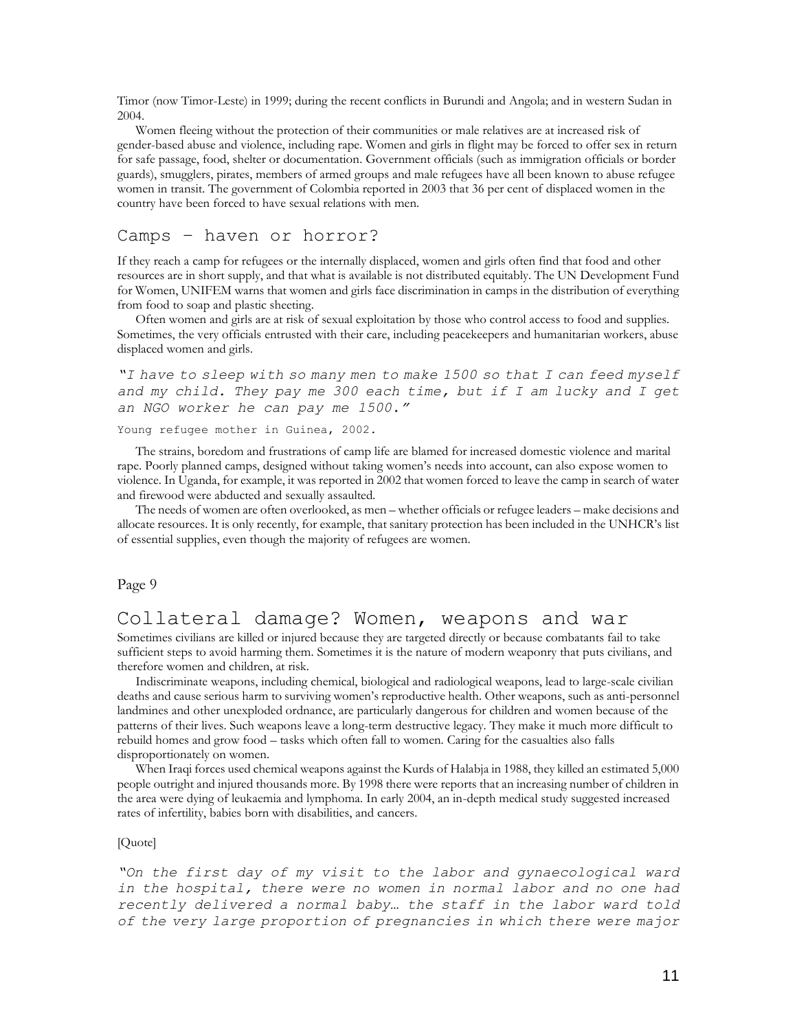Timor (now Timor-Leste) in 1999; during the recent conflicts in Burundi and Angola; and in western Sudan in 2004.

Women fleeing without the protection of their communities or male relatives are at increased risk of gender-based abuse and violence, including rape. Women and girls in flight may be forced to offer sex in return for safe passage, food, shelter or documentation. Government officials (such as immigration officials or border guards), smugglers, pirates, members of armed groups and male refugees have all been known to abuse refugee women in transit. The government of Colombia reported in 2003 that 36 per cent of displaced women in the country have been forced to have sexual relations with men.

## Camps – haven or horror?

If they reach a camp for refugees or the internally displaced, women and girls often find that food and other resources are in short supply, and that what is available is not distributed equitably. The UN Development Fund for Women, UNIFEM warns that women and girls face discrimination in camps in the distribution of everything from food to soap and plastic sheeting.

Often women and girls are at risk of sexual exploitation by those who control access to food and supplies. Sometimes, the very officials entrusted with their care, including peacekeepers and humanitarian workers, abuse displaced women and girls.

*"I have to sleep with so many men to make 1500 so that I can feed myself and my child. They pay me 300 each time, but if I am lucky and I get an NGO worker he can pay me 1500."*

Young refugee mother in Guinea, 2002.

The strains, boredom and frustrations of camp life are blamed for increased domestic violence and marital rape. Poorly planned camps, designed without taking women's needs into account, can also expose women to violence. In Uganda, for example, it was reported in 2002 that women forced to leave the camp in search of water and firewood were abducted and sexually assaulted.

The needs of women are often overlooked, as men – whether officials or refugee leaders – make decisions and allocate resources. It is only recently, for example, that sanitary protection has been included in the UNHCR's list of essential supplies, even though the majority of refugees are women.

Page 9

## Collateral damage? Women, weapons and war

Sometimes civilians are killed or injured because they are targeted directly or because combatants fail to take sufficient steps to avoid harming them. Sometimes it is the nature of modern weaponry that puts civilians, and therefore women and children, at risk.

Indiscriminate weapons, including chemical, biological and radiological weapons, lead to large-scale civilian deaths and cause serious harm to surviving women's reproductive health. Other weapons, such as anti-personnel landmines and other unexploded ordnance, are particularly dangerous for children and women because of the patterns of their lives. Such weapons leave a long-term destructive legacy. They make it much more difficult to rebuild homes and grow food – tasks which often fall to women. Caring for the casualties also falls disproportionately on women.

When Iraqi forces used chemical weapons against the Kurds of Halabja in 1988, they killed an estimated 5,000 people outright and injured thousands more. By 1998 there were reports that an increasing number of children in the area were dying of leukaemia and lymphoma. In early 2004, an in-depth medical study suggested increased rates of infertility, babies born with disabilities, and cancers.

[Quote]

*"On the first day of my visit to the labor and gynaecological ward in the hospital, there were no women in normal labor and no one had recently delivered a normal baby… the staff in the labor ward told of the very large proportion of pregnancies in which there were major*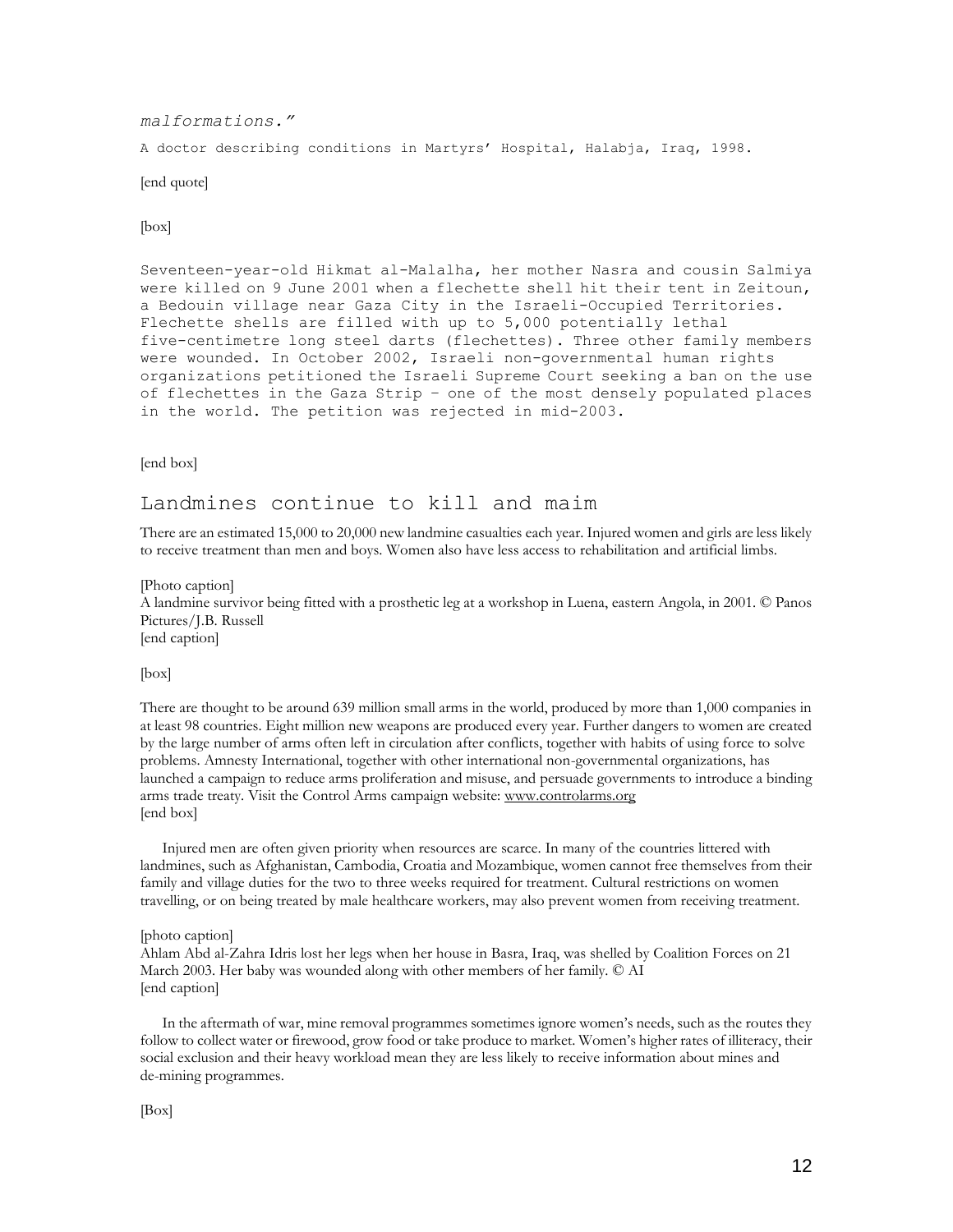*malformations."*

A doctor describing conditions in Martyrs' Hospital, Halabja, Iraq, 1998.

[end quote]

[box]

Seventeen-year-old Hikmat al-Malalha, her mother Nasra and cousin Salmiya were killed on 9 June 2001 when a flechette shell hit their tent in Zeitoun, a Bedouin village near Gaza City in the Israeli-Occupied Territories. Flechette shells are filled with up to 5,000 potentially lethal five-centimetre long steel darts (flechettes). Three other family members were wounded. In October 2002, Israeli non-governmental human rights organizations petitioned the Israeli Supreme Court seeking a ban on the use of flechettes in the Gaza Strip – one of the most densely populated places in the world. The petition was rejected in mid-2003.

[end box]

## Landmines continue to kill and maim

There are an estimated 15,000 to 20,000 new landmine casualties each year. Injured women and girls are less likely to receive treatment than men and boys. Women also have less access to rehabilitation and artificial limbs.

[Photo caption]
A landmine survivor being fitted with a prosthetic leg at a workshop in Luena, eastern Angola, in 2001. © Panos Pictures/J.B. Russell
[end caption]

[box]

There are thought to be around 639 million small arms in the world, produced by more than 1,000 companies in at least 98 countries. Eight million new weapons are produced every year. Further dangers to women are created by the large number of arms often left in circulation after conflicts, together with habits of using force to solve problems. Amnesty International, together with other international non-governmental organizations, has launched a campaign to reduce arms proliferation and misuse, and persuade governments to introduce a binding arms trade treaty. Visit the Control Arms campaign website: www.controlarms.org
[end box]

Injured men are often given priority when resources are scarce. In many of the countries littered with landmines, such as Afghanistan, Cambodia, Croatia and Mozambique, women cannot free themselves from their family and village duties for the two to three weeks required for treatment. Cultural restrictions on women travelling, or on being treated by male healthcare workers, may also prevent women from receiving treatment.

[photo caption]
Ahlam Abd al-Zahra Idris lost her legs when her house in Basra, Iraq, was shelled by Coalition Forces on 21 March 2003. Her baby was wounded along with other members of her family. © AI
[end caption]

In the aftermath of war, mine removal programmes sometimes ignore women's needs, such as the routes they follow to collect water or firewood, grow food or take produce to market. Women's higher rates of illiteracy, their social exclusion and their heavy workload mean they are less likely to receive information about mines and de-mining programmes.

[Box]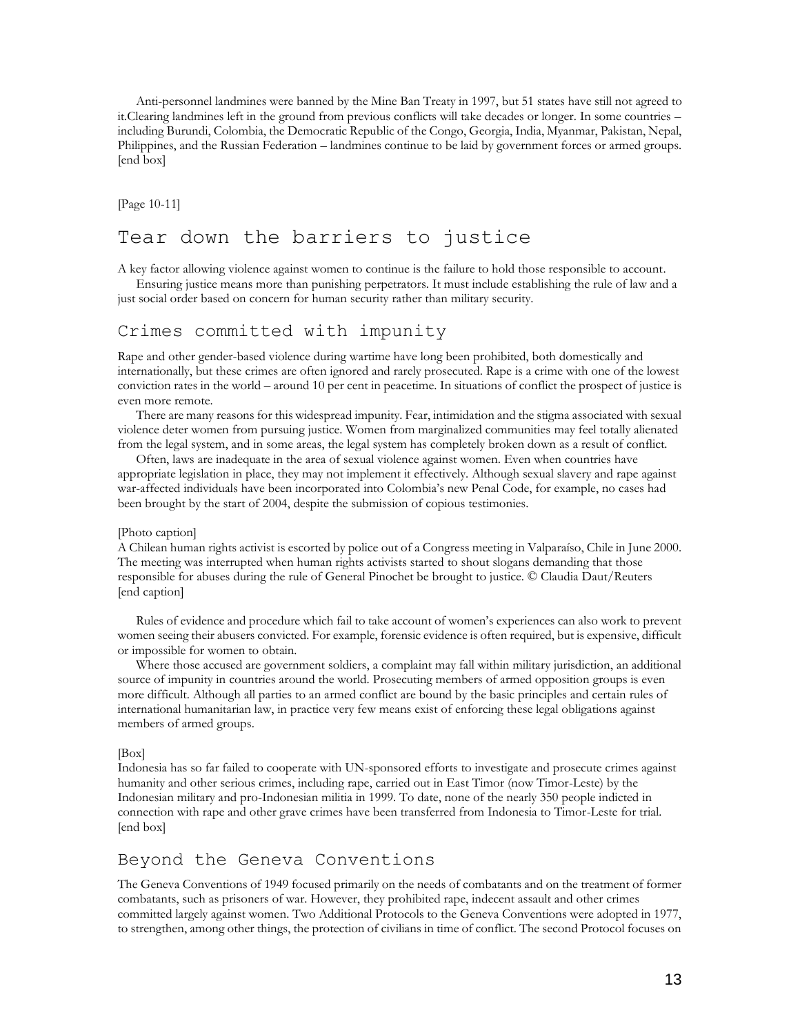Anti-personnel landmines were banned by the Mine Ban Treaty in 1997, but 51 states have still not agreed to it.Clearing landmines left in the ground from previous conflicts will take decades or longer. In some countries – including Burundi, Colombia, the Democratic Republic of the Congo, Georgia, India, Myanmar, Pakistan, Nepal, Philippines, and the Russian Federation – landmines continue to be laid by government forces or armed groups.
[end box]

[Page 10-11]

## Tear down the barriers to justice

A key factor allowing violence against women to continue is the failure to hold those responsible to account.

Ensuring justice means more than punishing perpetrators. It must include establishing the rule of law and a just social order based on concern for human security rather than military security.

### Crimes committed with impunity

Rape and other gender-based violence during wartime have long been prohibited, both domestically and internationally, but these crimes are often ignored and rarely prosecuted. Rape is a crime with one of the lowest conviction rates in the world – around 10 per cent in peacetime. In situations of conflict the prospect of justice is even more remote.

There are many reasons for this widespread impunity. Fear, intimidation and the stigma associated with sexual violence deter women from pursuing justice. Women from marginalized communities may feel totally alienated from the legal system, and in some areas, the legal system has completely broken down as a result of conflict.

Often, laws are inadequate in the area of sexual violence against women. Even when countries have appropriate legislation in place, they may not implement it effectively. Although sexual slavery and rape against war-affected individuals have been incorporated into Colombia's new Penal Code, for example, no cases had been brought by the start of 2004, despite the submission of copious testimonies.

[Photo caption]
A Chilean human rights activist is escorted by police out of a Congress meeting in Valparaíso, Chile in June 2000. The meeting was interrupted when human rights activists started to shout slogans demanding that those responsible for abuses during the rule of General Pinochet be brought to justice. © Claudia Daut/Reuters
[end caption]

Rules of evidence and procedure which fail to take account of women's experiences can also work to prevent women seeing their abusers convicted. For example, forensic evidence is often required, but is expensive, difficult or impossible for women to obtain.

Where those accused are government soldiers, a complaint may fall within military jurisdiction, an additional source of impunity in countries around the world. Prosecuting members of armed opposition groups is even more difficult. Although all parties to an armed conflict are bound by the basic principles and certain rules of international humanitarian law, in practice very few means exist of enforcing these legal obligations against members of armed groups.

[Box]
Indonesia has so far failed to cooperate with UN-sponsored efforts to investigate and prosecute crimes against humanity and other serious crimes, including rape, carried out in East Timor (now Timor-Leste) by the Indonesian military and pro-Indonesian militia in 1999. To date, none of the nearly 350 people indicted in connection with rape and other grave crimes have been transferred from Indonesia to Timor-Leste for trial.
[end box]

### Beyond the Geneva Conventions

The Geneva Conventions of 1949 focused primarily on the needs of combatants and on the treatment of former combatants, such as prisoners of war. However, they prohibited rape, indecent assault and other crimes committed largely against women. Two Additional Protocols to the Geneva Conventions were adopted in 1977, to strengthen, among other things, the protection of civilians in time of conflict. The second Protocol focuses on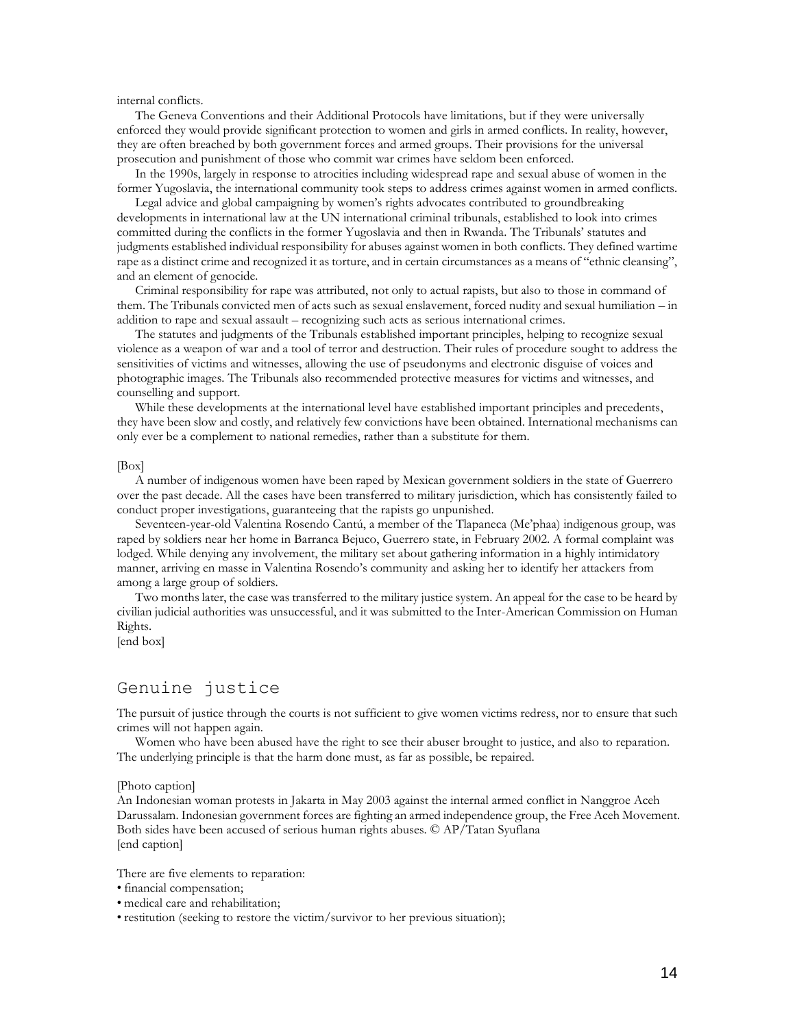internal conflicts.

The Geneva Conventions and their Additional Protocols have limitations, but if they were universally enforced they would provide significant protection to women and girls in armed conflicts. In reality, however, they are often breached by both government forces and armed groups. Their provisions for the universal prosecution and punishment of those who commit war crimes have seldom been enforced.

In the 1990s, largely in response to atrocities including widespread rape and sexual abuse of women in the former Yugoslavia, the international community took steps to address crimes against women in armed conflicts.

Legal advice and global campaigning by women's rights advocates contributed to groundbreaking developments in international law at the UN international criminal tribunals, established to look into crimes committed during the conflicts in the former Yugoslavia and then in Rwanda. The Tribunals' statutes and judgments established individual responsibility for abuses against women in both conflicts. They defined wartime rape as a distinct crime and recognized it as torture, and in certain circumstances as a means of "ethnic cleansing", and an element of genocide.

Criminal responsibility for rape was attributed, not only to actual rapists, but also to those in command of them. The Tribunals convicted men of acts such as sexual enslavement, forced nudity and sexual humiliation – in addition to rape and sexual assault – recognizing such acts as serious international crimes.

The statutes and judgments of the Tribunals established important principles, helping to recognize sexual violence as a weapon of war and a tool of terror and destruction. Their rules of procedure sought to address the sensitivities of victims and witnesses, allowing the use of pseudonyms and electronic disguise of voices and photographic images. The Tribunals also recommended protective measures for victims and witnesses, and counselling and support.

While these developments at the international level have established important principles and precedents, they have been slow and costly, and relatively few convictions have been obtained. International mechanisms can only ever be a complement to national remedies, rather than a substitute for them.

[Box]

A number of indigenous women have been raped by Mexican government soldiers in the state of Guerrero over the past decade. All the cases have been transferred to military jurisdiction, which has consistently failed to conduct proper investigations, guaranteeing that the rapists go unpunished.

Seventeen-year-old Valentina Rosendo Cantú, a member of the Tlapaneca (Me'phaa) indigenous group, was raped by soldiers near her home in Barranca Bejuco, Guerrero state, in February 2002. A formal complaint was lodged. While denying any involvement, the military set about gathering information in a highly intimidatory manner, arriving en masse in Valentina Rosendo's community and asking her to identify her attackers from among a large group of soldiers.

Two months later, the case was transferred to the military justice system. An appeal for the case to be heard by civilian judicial authorities was unsuccessful, and it was submitted to the Inter-American Commission on Human Rights.

[end box]

## Genuine justice

The pursuit of justice through the courts is not sufficient to give women victims redress, nor to ensure that such crimes will not happen again.

Women who have been abused have the right to see their abuser brought to justice, and also to reparation. The underlying principle is that the harm done must, as far as possible, be repaired.

[Photo caption]

An Indonesian woman protests in Jakarta in May 2003 against the internal armed conflict in Nanggroe Aceh Darussalam. Indonesian government forces are fighting an armed independence group, the Free Aceh Movement. Both sides have been accused of serious human rights abuses. © AP/Tatan Syuflana

[end caption]

There are five elements to reparation:

- financial compensation;
- medical care and rehabilitation;
- restitution (seeking to restore the victim/survivor to her previous situation);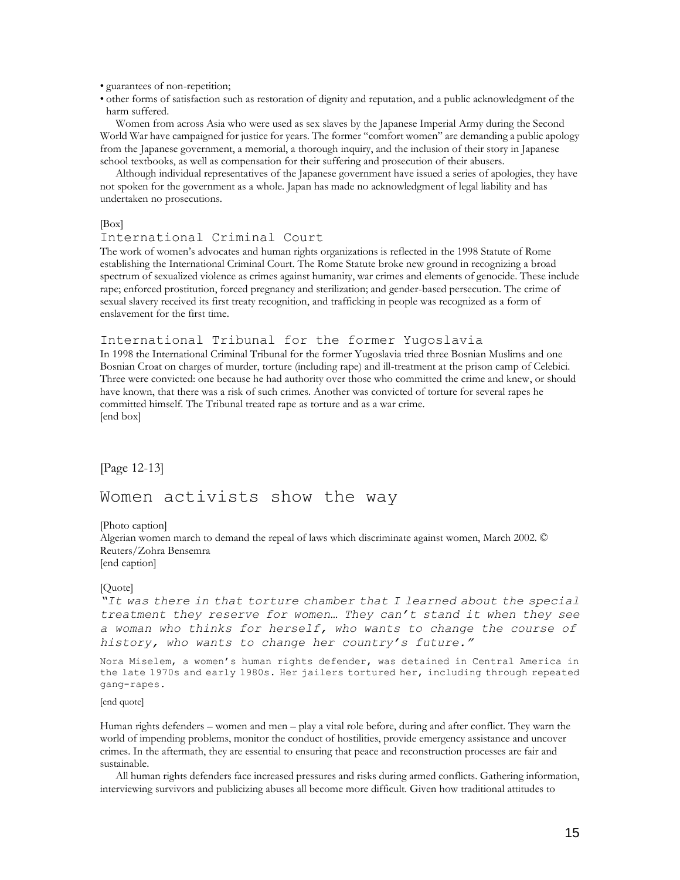- guarantees of non-repetition;
- other forms of satisfaction such as restoration of dignity and reputation, and a public acknowledgment of the harm suffered.

Women from across Asia who were used as sex slaves by the Japanese Imperial Army during the Second World War have campaigned for justice for years. The former "comfort women" are demanding a public apology from the Japanese government, a memorial, a thorough inquiry, and the inclusion of their story in Japanese school textbooks, as well as compensation for their suffering and prosecution of their abusers.

Although individual representatives of the Japanese government have issued a series of apologies, they have not spoken for the government as a whole. Japan has made no acknowledgment of legal liability and has undertaken no prosecutions.

[Box]

### International Criminal Court

The work of women's advocates and human rights organizations is reflected in the 1998 Statute of Rome establishing the International Criminal Court. The Rome Statute broke new ground in recognizing a broad spectrum of sexualized violence as crimes against humanity, war crimes and elements of genocide. These include rape; enforced prostitution, forced pregnancy and sterilization; and gender-based persecution. The crime of sexual slavery received its first treaty recognition, and trafficking in people was recognized as a form of enslavement for the first time.

### International Tribunal for the former Yugoslavia

In 1998 the International Criminal Tribunal for the former Yugoslavia tried three Bosnian Muslims and one Bosnian Croat on charges of murder, torture (including rape) and ill-treatment at the prison camp of Celebici. Three were convicted: one because he had authority over those who committed the crime and knew, or should have known, that there was a risk of such crimes. Another was convicted of torture for several rapes he committed himself. The Tribunal treated rape as torture and as a war crime.

[end box]

[Page 12-13]

## Women activists show the way

[Photo caption]

Algerian women march to demand the repeal of laws which discriminate against women, March 2002. © Reuters/Zohra Bensemra

[end caption]

[Quote]

*"It was there in that torture chamber that I learned about the special treatment they reserve for women… They can't stand it when they see a woman who thinks for herself, who wants to change the course of history, who wants to change her country's future."*

Nora Miselem, a women's human rights defender, was detained in Central America in the late 1970s and early 1980s. Her jailers tortured her, including through repeated gang-rapes.

[end quote]

Human rights defenders – women and men – play a vital role before, during and after conflict. They warn the world of impending problems, monitor the conduct of hostilities, provide emergency assistance and uncover crimes. In the aftermath, they are essential to ensuring that peace and reconstruction processes are fair and sustainable.

All human rights defenders face increased pressures and risks during armed conflicts. Gathering information, interviewing survivors and publicizing abuses all become more difficult. Given how traditional attitudes to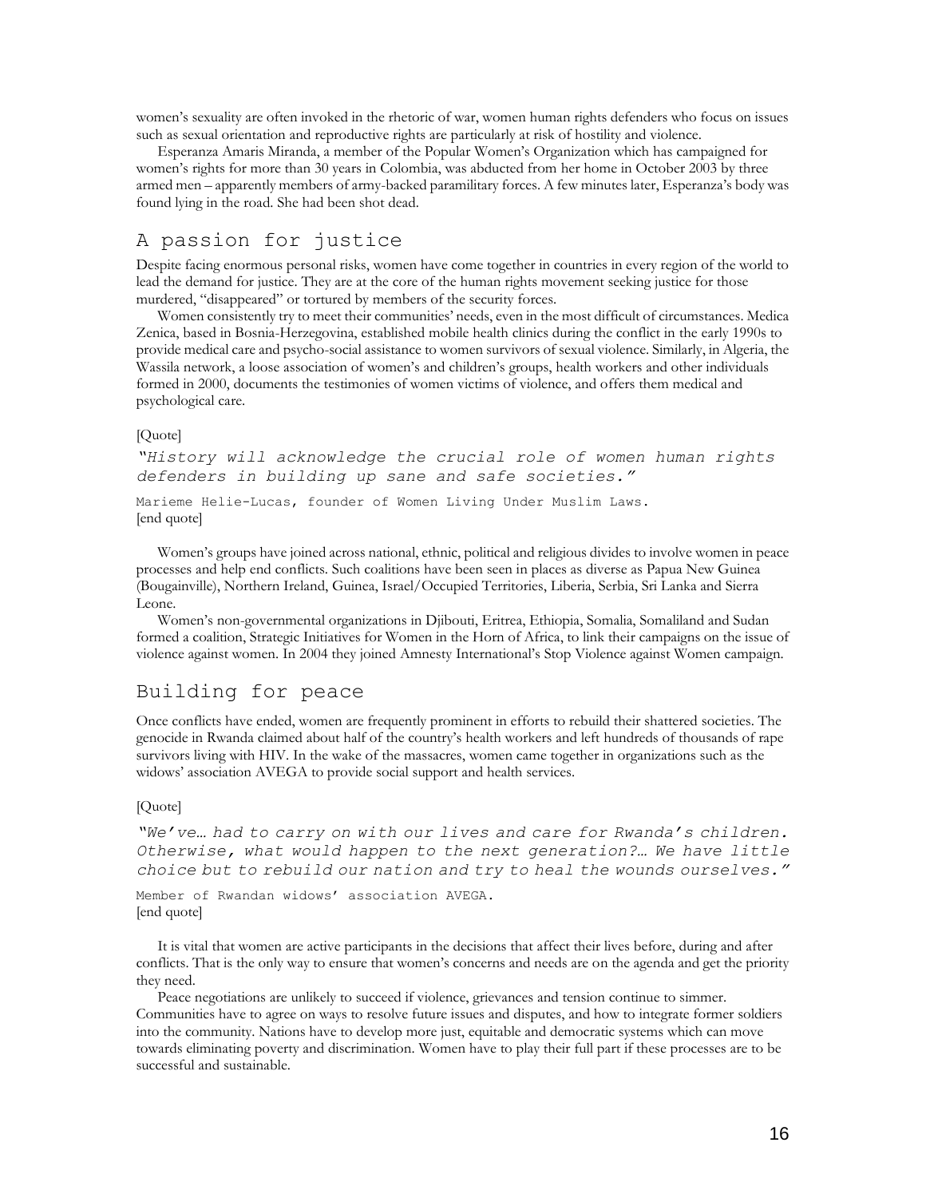women's sexuality are often invoked in the rhetoric of war, women human rights defenders who focus on issues such as sexual orientation and reproductive rights are particularly at risk of hostility and violence.

Esperanza Amaris Miranda, a member of the Popular Women's Organization which has campaigned for women's rights for more than 30 years in Colombia, was abducted from her home in October 2003 by three armed men – apparently members of army-backed paramilitary forces. A few minutes later, Esperanza's body was found lying in the road. She had been shot dead.

## A passion for justice

Despite facing enormous personal risks, women have come together in countries in every region of the world to lead the demand for justice. They are at the core of the human rights movement seeking justice for those murdered, "disappeared" or tortured by members of the security forces.

Women consistently try to meet their communities' needs, even in the most difficult of circumstances. Medica Zenica, based in Bosnia-Herzegovina, established mobile health clinics during the conflict in the early 1990s to provide medical care and psycho-social assistance to women survivors of sexual violence. Similarly, in Algeria, the Wassila network, a loose association of women's and children's groups, health workers and other individuals formed in 2000, documents the testimonies of women victims of violence, and offers them medical and psychological care.

[Quote]

*"History will acknowledge the crucial role of women human rights defenders in building up sane and safe societies."*

Marieme Helie-Lucas, founder of Women Living Under Muslim Laws.
[end quote]

Women's groups have joined across national, ethnic, political and religious divides to involve women in peace processes and help end conflicts. Such coalitions have been seen in places as diverse as Papua New Guinea (Bougainville), Northern Ireland, Guinea, Israel/Occupied Territories, Liberia, Serbia, Sri Lanka and Sierra Leone.

Women's non-governmental organizations in Djibouti, Eritrea, Ethiopia, Somalia, Somaliland and Sudan formed a coalition, Strategic Initiatives for Women in the Horn of Africa, to link their campaigns on the issue of violence against women. In 2004 they joined Amnesty International's Stop Violence against Women campaign.

## Building for peace

Once conflicts have ended, women are frequently prominent in efforts to rebuild their shattered societies. The genocide in Rwanda claimed about half of the country's health workers and left hundreds of thousands of rape survivors living with HIV. In the wake of the massacres, women came together in organizations such as the widows' association AVEGA to provide social support and health services.

[Quote]

*"We've… had to carry on with our lives and care for Rwanda's children. Otherwise, what would happen to the next generation?… We have little choice but to rebuild our nation and try to heal the wounds ourselves."*

Member of Rwandan widows' association AVEGA.
[end quote]

It is vital that women are active participants in the decisions that affect their lives before, during and after conflicts. That is the only way to ensure that women's concerns and needs are on the agenda and get the priority they need.

Peace negotiations are unlikely to succeed if violence, grievances and tension continue to simmer. Communities have to agree on ways to resolve future issues and disputes, and how to integrate former soldiers into the community. Nations have to develop more just, equitable and democratic systems which can move towards eliminating poverty and discrimination. Women have to play their full part if these processes are to be successful and sustainable.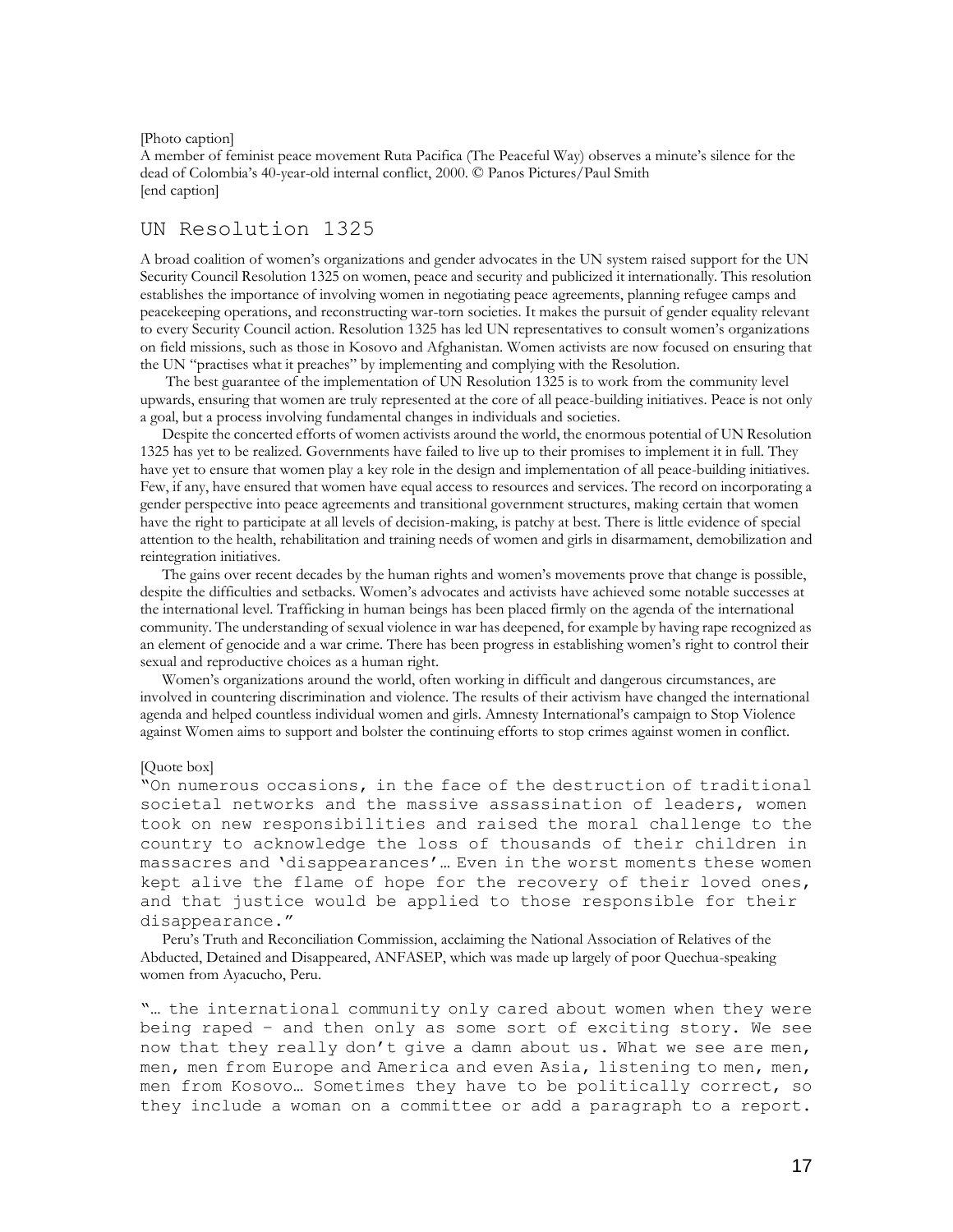[Photo caption]
A member of feminist peace movement Ruta Pacifica (The Peaceful Way) observes a minute's silence for the dead of Colombia's 40-year-old internal conflict, 2000. © Panos Pictures/Paul Smith
[end caption]

## UN Resolution 1325

A broad coalition of women's organizations and gender advocates in the UN system raised support for the UN Security Council Resolution 1325 on women, peace and security and publicized it internationally. This resolution establishes the importance of involving women in negotiating peace agreements, planning refugee camps and peacekeeping operations, and reconstructing war-torn societies. It makes the pursuit of gender equality relevant to every Security Council action. Resolution 1325 has led UN representatives to consult women's organizations on field missions, such as those in Kosovo and Afghanistan. Women activists are now focused on ensuring that the UN "practises what it preaches" by implementing and complying with the Resolution.

The best guarantee of the implementation of UN Resolution 1325 is to work from the community level upwards, ensuring that women are truly represented at the core of all peace-building initiatives. Peace is not only a goal, but a process involving fundamental changes in individuals and societies.

Despite the concerted efforts of women activists around the world, the enormous potential of UN Resolution 1325 has yet to be realized. Governments have failed to live up to their promises to implement it in full. They have yet to ensure that women play a key role in the design and implementation of all peace-building initiatives. Few, if any, have ensured that women have equal access to resources and services. The record on incorporating a gender perspective into peace agreements and transitional government structures, making certain that women have the right to participate at all levels of decision-making, is patchy at best. There is little evidence of special attention to the health, rehabilitation and training needs of women and girls in disarmament, demobilization and reintegration initiatives.

The gains over recent decades by the human rights and women's movements prove that change is possible, despite the difficulties and setbacks. Women's advocates and activists have achieved some notable successes at the international level. Trafficking in human beings has been placed firmly on the agenda of the international community. The understanding of sexual violence in war has deepened, for example by having rape recognized as an element of genocide and a war crime. There has been progress in establishing women's right to control their sexual and reproductive choices as a human right.

Women's organizations around the world, often working in difficult and dangerous circumstances, are involved in countering discrimination and violence. The results of their activism have changed the international agenda and helped countless individual women and girls. Amnesty International's campaign to Stop Violence against Women aims to support and bolster the continuing efforts to stop crimes against women in conflict.

[Quote box]

"On numerous occasions, in the face of the destruction of traditional societal networks and the massive assassination of leaders, women took on new responsibilities and raised the moral challenge to the country to acknowledge the loss of thousands of their children in massacres and 'disappearances'… Even in the worst moments these women kept alive the flame of hope for the recovery of their loved ones, and that justice would be applied to those responsible for their disappearance."

Peru's Truth and Reconciliation Commission, acclaiming the National Association of Relatives of the Abducted, Detained and Disappeared, ANFASEP, which was made up largely of poor Quechua-speaking women from Ayacucho, Peru.

"… the international community only cared about women when they were being raped – and then only as some sort of exciting story. We see now that they really don't give a damn about us. What we see are men, men, men from Europe and America and even Asia, listening to men, men, men from Kosovo… Sometimes they have to be politically correct, so they include a woman on a committee or add a paragraph to a report.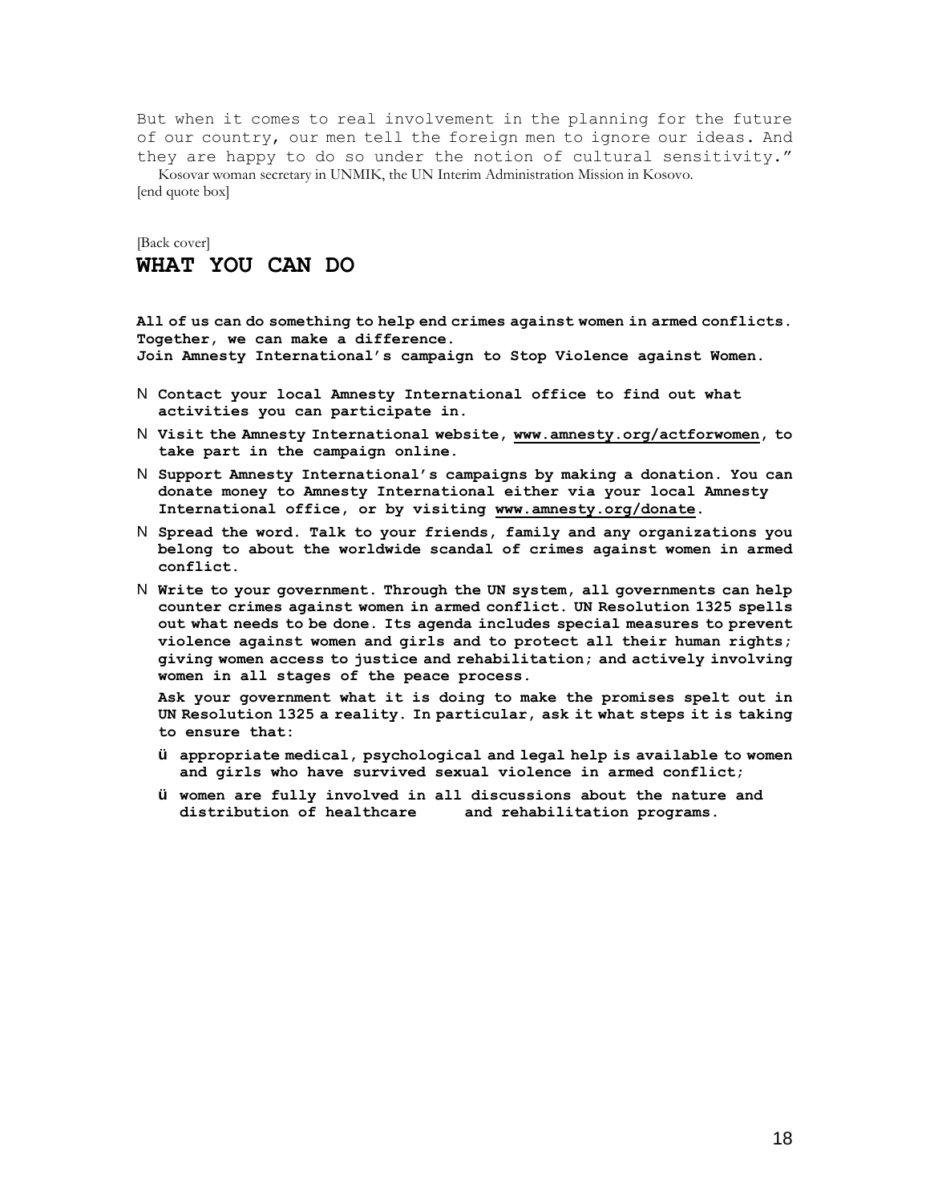But when it comes to real involvement in the planning for the future of our country, our men tell the foreign men to ignore our ideas. And they are happy to do so under the notion of cultural sensitivity."

Kosovar woman secretary in UNMIK, the UN Interim Administration Mission in Kosovo.

[end quote box]

[Back cover]

# WHAT YOU CAN DO

**All of us can do something to help end crimes against women in armed conflicts. Together, we can make a difference.**
**Join Amnesty International's campaign to Stop Violence against Women.**

- **Contact your local Amnesty International office to find out what activities you can participate in.**
- **Visit the Amnesty International website, www.amnesty.org/actforwomen, to take part in the campaign online.**
- **Support Amnesty International's campaigns by making a donation. You can donate money to Amnesty International either via your local Amnesty International office, or by visiting www.amnesty.org/donate.**
- **Spread the word. Talk to your friends, family and any organizations you belong to about the worldwide scandal of crimes against women in armed conflict.**
- **Write to your government. Through the UN system, all governments can help counter crimes against women in armed conflict. UN Resolution 1325 spells out what needs to be done. Its agenda includes special measures to prevent violence against women and girls and to protect all their human rights; giving women access to justice and rehabilitation; and actively involving women in all stages of the peace process.**

  **Ask your government what it is doing to make the promises spelt out in UN Resolution 1325 a reality. In particular, ask it what steps it is taking to ensure that:**

  - **appropriate medical, psychological and legal help is available to women and girls who have survived sexual violence in armed conflict;**
  - **women are fully involved in all discussions about the nature and distribution of healthcare and rehabilitation programs.**